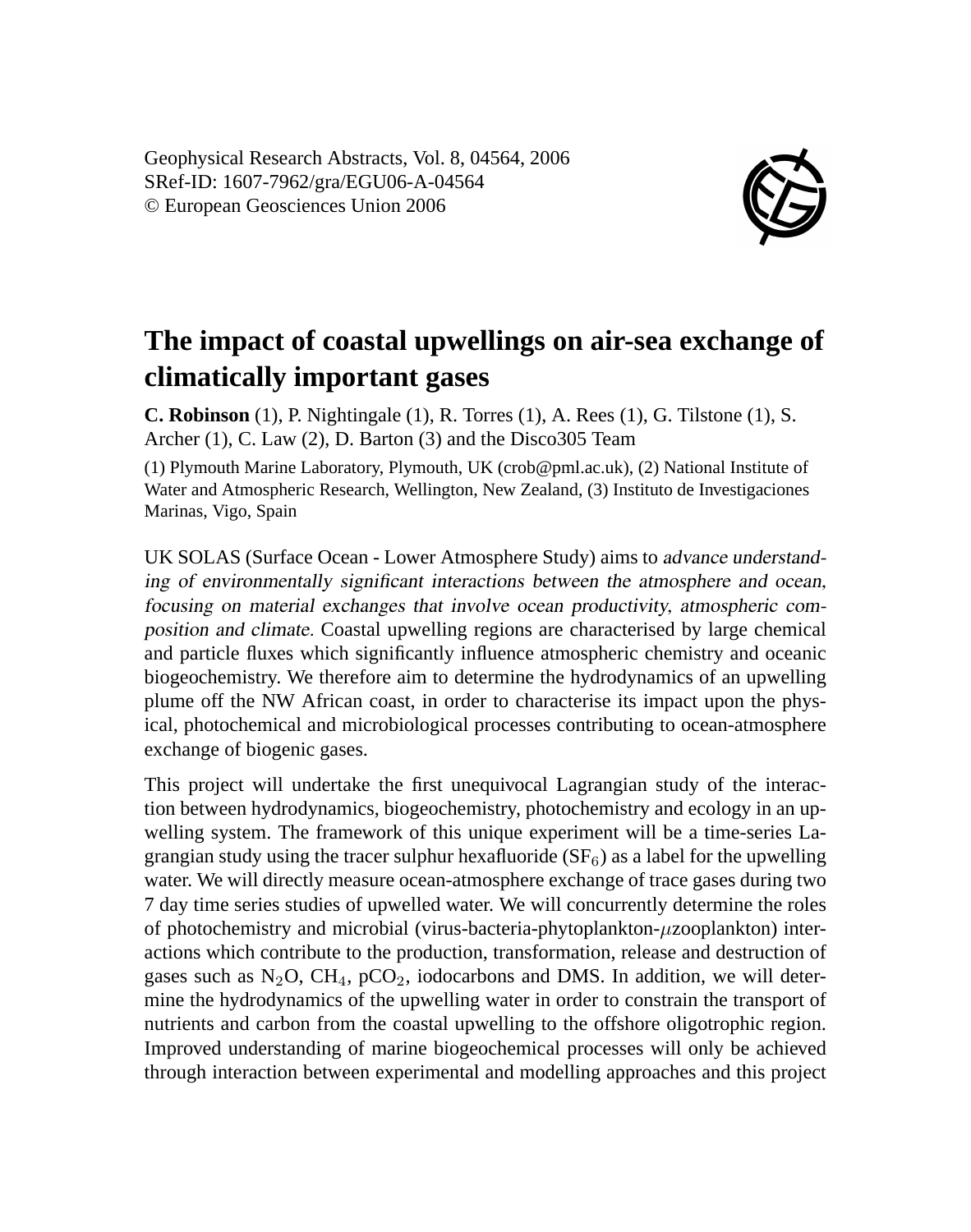Geophysical Research Abstracts, Vol. 8, 04564, 2006
SRef-ID: 1607-7962/gra/EGU06-A-04564
© European Geosciences Union 2006

# The impact of coastal upwellings on air-sea exchange of climatically important gases

**C. Robinson** (1), P. Nightingale (1), R. Torres (1), A. Rees (1), G. Tilstone (1), S. Archer (1), C. Law (2), D. Barton (3) and the Disco305 Team

(1) Plymouth Marine Laboratory, Plymouth, UK (crob@pml.ac.uk), (2) National Institute of Water and Atmospheric Research, Wellington, New Zealand, (3) Instituto de Investigaciones Marinas, Vigo, Spain

UK SOLAS (Surface Ocean - Lower Atmosphere Study) aims to *advance understanding of environmentally significant interactions between the atmosphere and ocean, focusing on material exchanges that involve ocean productivity, atmospheric composition and climate*. Coastal upwelling regions are characterised by large chemical and particle fluxes which significantly influence atmospheric chemistry and oceanic biogeochemistry. We therefore aim to determine the hydrodynamics of an upwelling plume off the NW African coast, in order to characterise its impact upon the physical, photochemical and microbiological processes contributing to ocean-atmosphere exchange of biogenic gases.

This project will undertake the first unequivocal Lagrangian study of the interaction between hydrodynamics, biogeochemistry, photochemistry and ecology in an upwelling system. The framework of this unique experiment will be a time-series Lagrangian study using the tracer sulphur hexafluoride ($SF_6$) as a label for the upwelling water. We will directly measure ocean-atmosphere exchange of trace gases during two 7 day time series studies of upwelled water. We will concurrently determine the roles of photochemistry and microbial (virus-bacteria-phytoplankton-$\mu$zooplankton) interactions which contribute to the production, transformation, release and destruction of gases such as $N_2O$, $CH_4$, $pCO_2$, iodocarbons and DMS. In addition, we will determine the hydrodynamics of the upwelling water in order to constrain the transport of nutrients and carbon from the coastal upwelling to the offshore oligotrophic region. Improved understanding of marine biogeochemical processes will only be achieved through interaction between experimental and modelling approaches and this project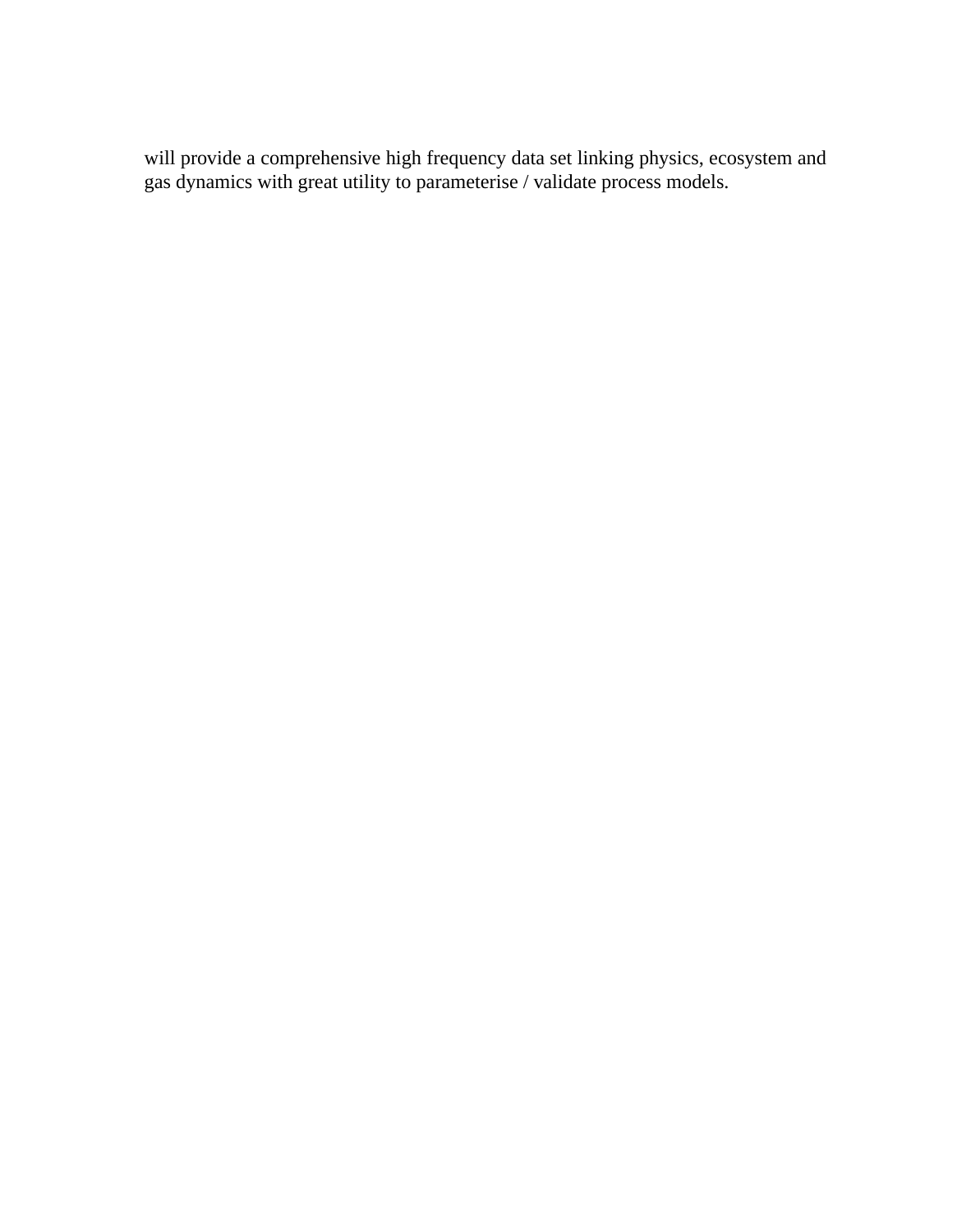will provide a comprehensive high frequency data set linking physics, ecosystem and gas dynamics with great utility to parameterise / validate process models.